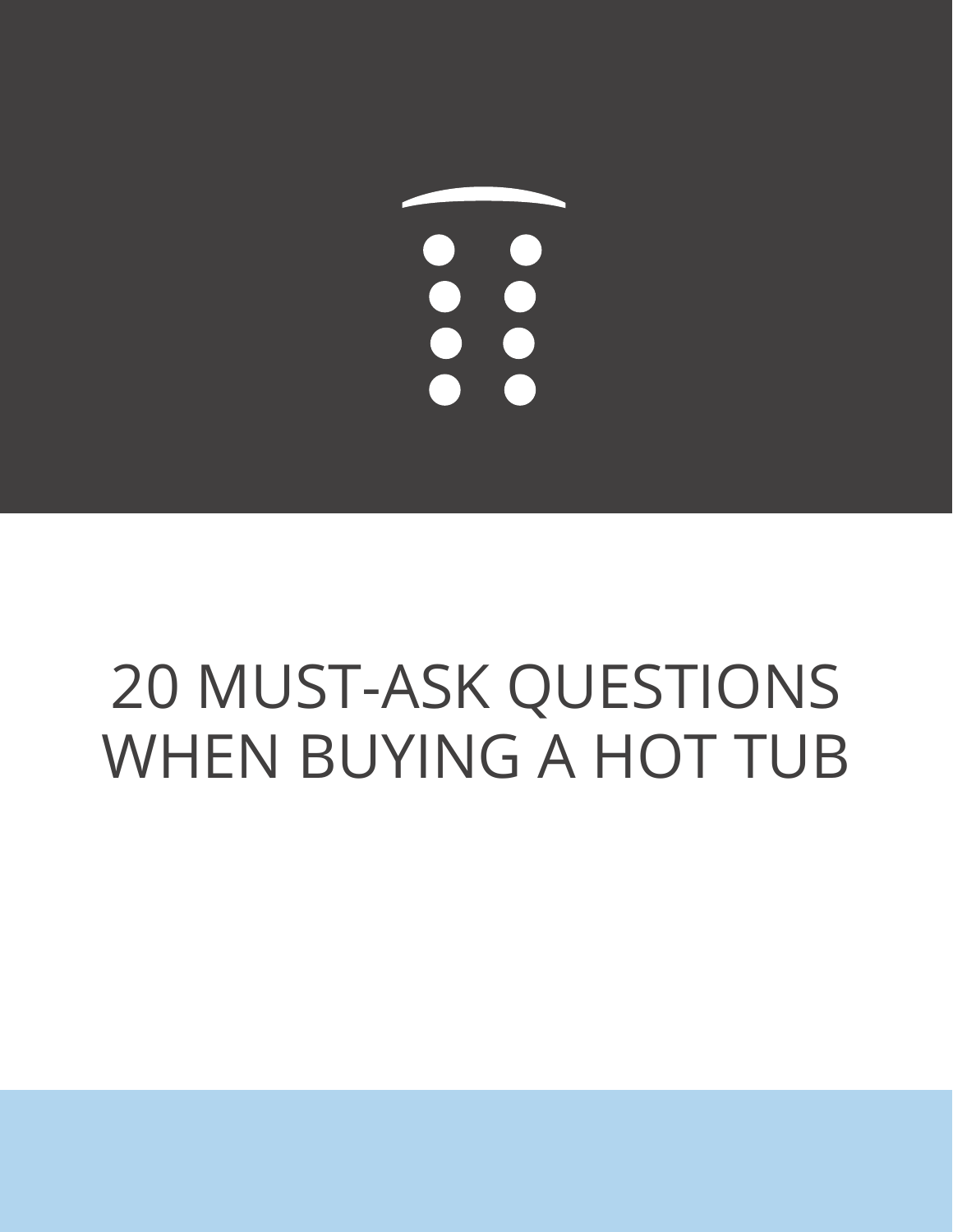# 20 MUST-ASK QUESTIONS WHEN BUYING A HOT TUB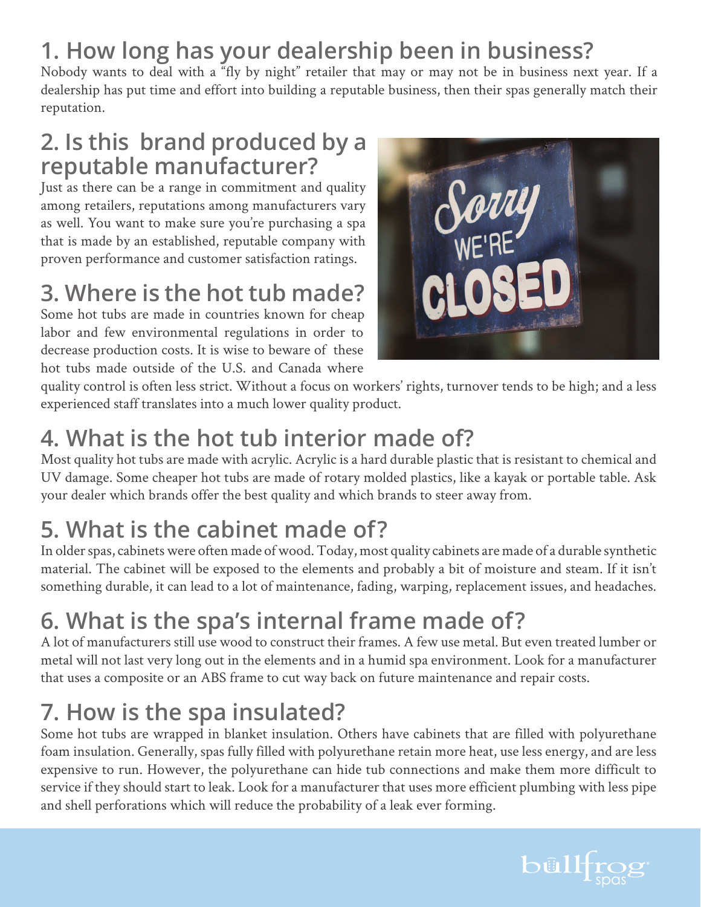## 1. How long has your dealership been in business?

Nobody wants to deal with a "fly by night" retailer that may or may not be in business next year. If a dealership has put time and effort into building a reputable business, then their spas generally match their reputation.

## 2. Is this brand produced by a reputable manufacturer?

Just as there can be a range in commitment and quality among retailers, reputations among manufacturers vary as well. You want to make sure you're purchasing a spa that is made by an established, reputable company with proven performance and customer satisfaction ratings.

## 3. Where is the hot tub made?

Some hot tubs are made in countries known for cheap labor and few environmental regulations in order to decrease production costs. It is wise to beware of these hot tubs made outside of the U.S. and Canada where quality control is often less strict. Without a focus on workers' rights, turnover tends to be high; and a less experienced staff translates into a much lower quality product.

## 4. What is the hot tub interior made of?

Most quality hot tubs are made with acrylic. Acrylic is a hard durable plastic that is resistant to chemical and UV damage. Some cheaper hot tubs are made of rotary molded plastics, like a kayak or portable table. Ask your dealer which brands offer the best quality and which brands to steer away from.

## 5. What is the cabinet made of?

In older spas, cabinets were often made of wood. Today, most quality cabinets are made of a durable synthetic material. The cabinet will be exposed to the elements and probably a bit of moisture and steam. If it isn't something durable, it can lead to a lot of maintenance, fading, warping, replacement issues, and headaches.

## 6. What is the spa's internal frame made of?

A lot of manufacturers still use wood to construct their frames. A few use metal. But even treated lumber or metal will not last very long out in the elements and in a humid spa environment. Look for a manufacturer that uses a composite or an ABS frame to cut way back on future maintenance and repair costs.

## 7. How is the spa insulated?

Some hot tubs are wrapped in blanket insulation. Others have cabinets that are filled with polyurethane foam insulation. Generally, spas fully filled with polyurethane retain more heat, use less energy, and are less expensive to run. However, the polyurethane can hide tub connections and make them more difficult to service if they should start to leak. Look for a manufacturer that uses more efficient plumbing with less pipe and shell perforations which will reduce the probability of a leak ever forming.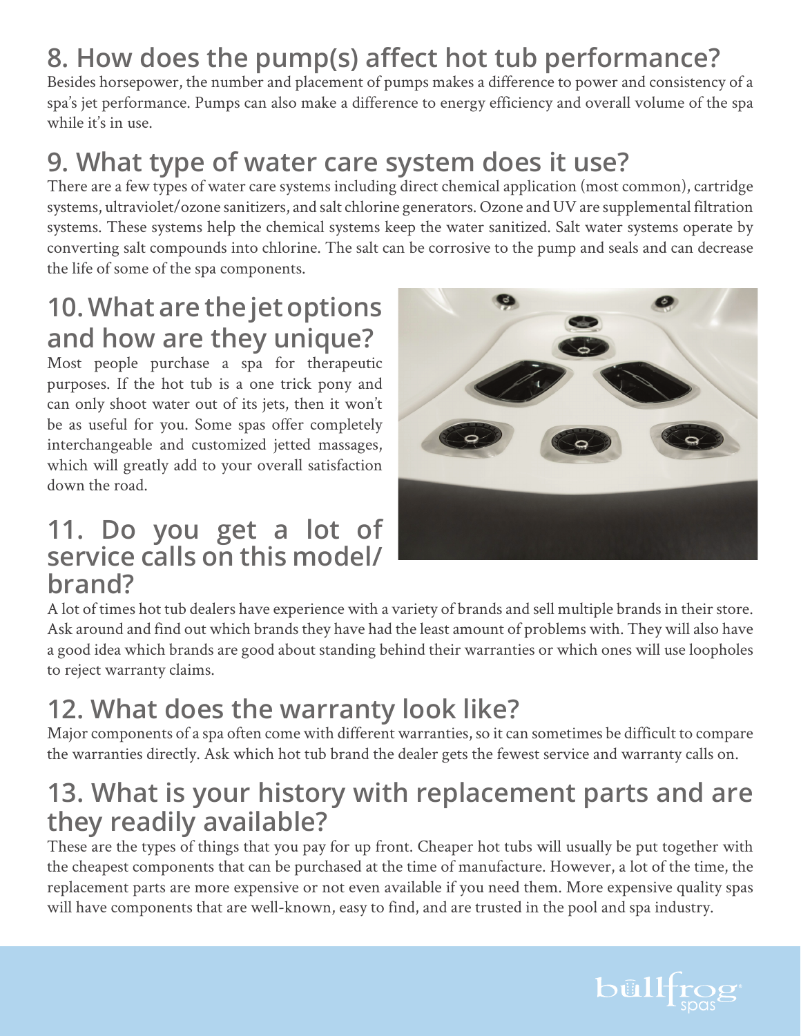## 8. How does the pump(s) affect hot tub performance?

Besides horsepower, the number and placement of pumps makes a difference to power and consistency of a spa's jet performance. Pumps can also make a difference to energy efficiency and overall volume of the spa while it's in use.

## 9. What type of water care system does it use?

There are a few types of water care systems including direct chemical application (most common), cartridge systems, ultraviolet/ozone sanitizers, and salt chlorine generators. Ozone and UV are supplemental filtration systems. These systems help the chemical systems keep the water sanitized. Salt water systems operate by converting salt compounds into chlorine. The salt can be corrosive to the pump and seals and can decrease the life of some of the spa components.

## 10. What are the jet options and how are they unique?

Most people purchase a spa for therapeutic purposes. If the hot tub is a one trick pony and can only shoot water out of its jets, then it won't be as useful for you. Some spas offer completely interchangeable and customized jetted massages, which will greatly add to your overall satisfaction down the road.

## 11. Do you get a lot of service calls on this model/brand?

A lot of times hot tub dealers have experience with a variety of brands and sell multiple brands in their store. Ask around and find out which brands they have had the least amount of problems with. They will also have a good idea which brands are good about standing behind their warranties or which ones will use loopholes to reject warranty claims.

## 12. What does the warranty look like?

Major components of a spa often come with different warranties, so it can sometimes be difficult to compare the warranties directly. Ask which hot tub brand the dealer gets the fewest service and warranty calls on.

## 13. What is your history with replacement parts and are they readily available?

These are the types of things that you pay for up front. Cheaper hot tubs will usually be put together with the cheapest components that can be purchased at the time of manufacture. However, a lot of the time, the replacement parts are more expensive or not even available if you need them. More expensive quality spas will have components that are well-known, easy to find, and are trusted in the pool and spa industry.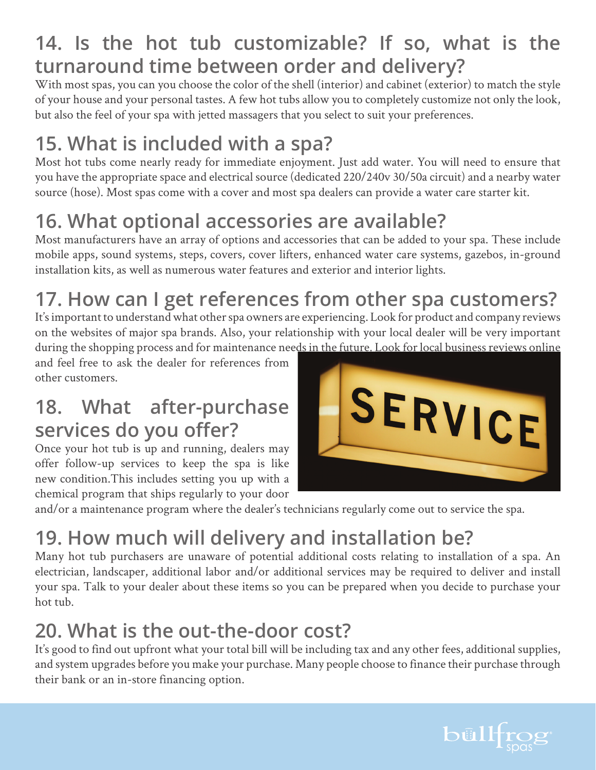## 14. Is the hot tub customizable? If so, what is the turnaround time between order and delivery?

With most spas, you can you choose the color of the shell (interior) and cabinet (exterior) to match the style of your house and your personal tastes. A few hot tubs allow you to completely customize not only the look, but also the feel of your spa with jetted massagers that you select to suit your preferences.

## 15. What is included with a spa?

Most hot tubs come nearly ready for immediate enjoyment. Just add water. You will need to ensure that you have the appropriate space and electrical source (dedicated 220/240v 30/50a circuit) and a nearby water source (hose). Most spas come with a cover and most spa dealers can provide a water care starter kit.

## 16. What optional accessories are available?

Most manufacturers have an array of options and accessories that can be added to your spa. These include mobile apps, sound systems, steps, covers, cover lifters, enhanced water care systems, gazebos, in-ground installation kits, as well as numerous water features and exterior and interior lights.

## 17. How can I get references from other spa customers?

It's important to understand what other spa owners are experiencing. Look for product and company reviews on the websites of major spa brands. Also, your relationship with your local dealer will be very important during the shopping process and for maintenance needs in the future. Look for local business reviews online and feel free to ask the dealer for references from other customers.

## 18. What after-purchase services do you offer?

Once your hot tub is up and running, dealers may offer follow-up services to keep the spa is like new condition.This includes setting you up with a chemical program that ships regularly to your door and/or a maintenance program where the dealer's technicians regularly come out to service the spa.

## 19. How much will delivery and installation be?

Many hot tub purchasers are unaware of potential additional costs relating to installation of a spa. An electrician, landscaper, additional labor and/or additional services may be required to deliver and install your spa. Talk to your dealer about these items so you can be prepared when you decide to purchase your hot tub.

## 20. What is the out-the-door cost?

It's good to find out upfront what your total bill will be including tax and any other fees, additional supplies, and system upgrades before you make your purchase. Many people choose to finance their purchase through their bank or an in-store financing option.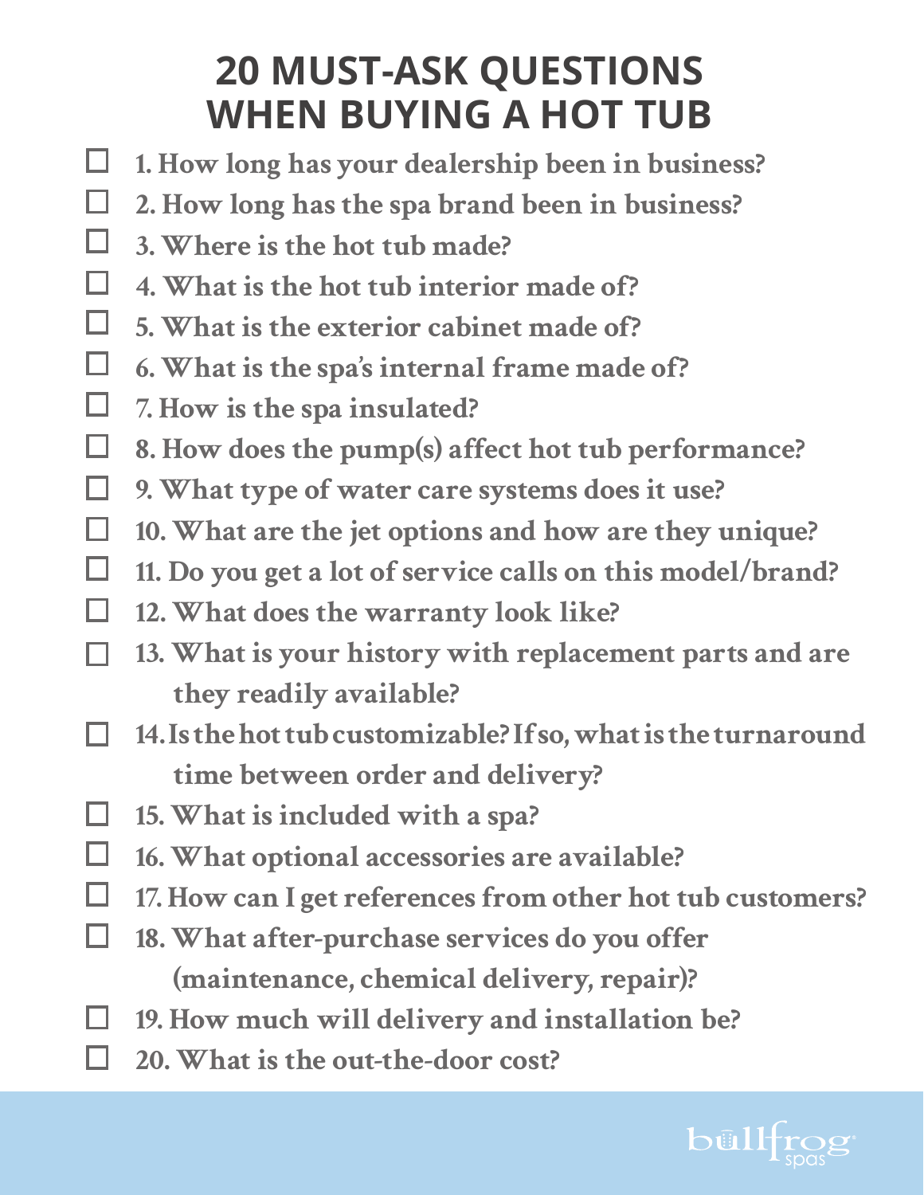# 20 MUST-ASK QUESTIONS WHEN BUYING A HOT TUB

- [ ] 1. How long has your dealership been in business?
- [ ] 2. How long has the spa brand been in business?
- [ ] 3. Where is the hot tub made?
- [ ] 4. What is the hot tub interior made of?
- [ ] 5. What is the exterior cabinet made of?
- [ ] 6. What is the spa's internal frame made of?
- [ ] 7. How is the spa insulated?
- [ ] 8. How does the pump(s) affect hot tub performance?
- [ ] 9. What type of water care systems does it use?
- [ ] 10. What are the jet options and how are they unique?
- [ ] 11. Do you get a lot of service calls on this model/brand?
- [ ] 12. What does the warranty look like?
- [ ] 13. What is your history with replacement parts and are they readily available?
- [ ] 14. Is the hot tub customizable? If so, what is the turnaround time between order and delivery?
- [ ] 15. What is included with a spa?
- [ ] 16. What optional accessories are available?
- [ ] 17. How can I get references from other hot tub customers?
- [ ] 18. What after-purchase services do you offer (maintenance, chemical delivery, repair)?
- [ ] 19. How much will delivery and installation be?
- [ ] 20. What is the out-the-door cost?

bullfrog spas